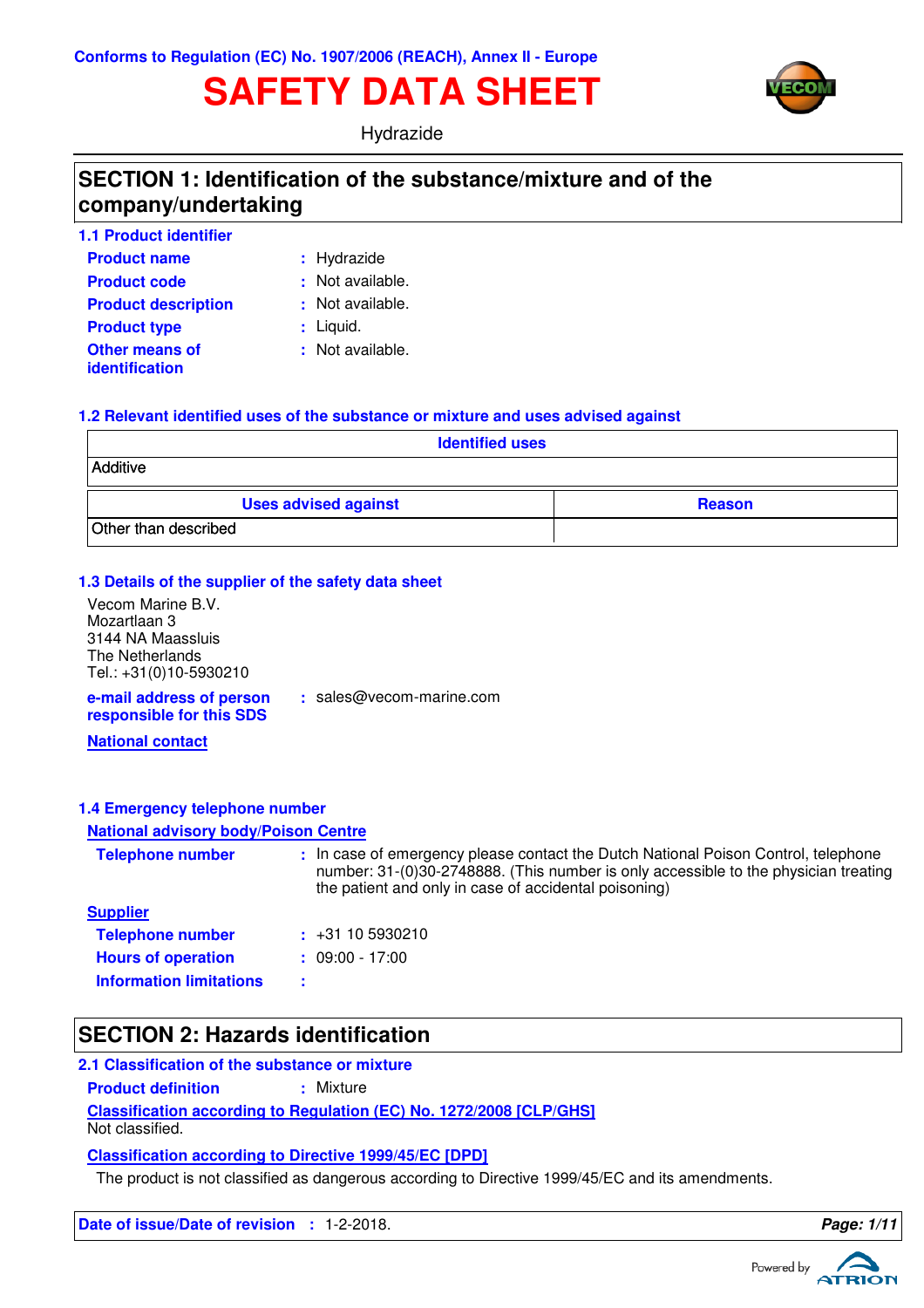Conforms to Regulation (EC) No. 1907/2006 (REACH), Annex II - Europe

# SAFETY DATA SHEET

Hydrazide

## SECTION 1: Identification of the substance/mixture and of the company/undertaking

### 1.1 Product identifier

**Product name** : Hydrazide

**Product code** : Not available.

**Product description** : Not available.

**Product type** : Liquid.

**Other means of identification** : Not available.

### 1.2 Relevant identified uses of the substance or mixture and uses advised against

| Identified uses |
|---|
| Additive |

| Uses advised against | Reason |
|---|---|
| Other than described | |

### 1.3 Details of the supplier of the safety data sheet

Vecom Marine B.V.
Mozartlaan 3
3144 NA Maassluis
The Netherlands
Tel.: +31(0)10-5930210

**e-mail address of person responsible for this SDS** : sales@vecom-marine.com

**National contact**

### 1.4 Emergency telephone number

**National advisory body/Poison Centre**

**Telephone number** : In case of emergency please contact the Dutch National Poison Control, telephone number: 31-(0)30-2748888. (This number is only accessible to the physician treating the patient and only in case of accidental poisoning)

**Supplier**

**Telephone number** : +31 10 5930210

**Hours of operation** : 09:00 - 17:00

**Information limitations** :

## SECTION 2: Hazards identification

### 2.1 Classification of the substance or mixture

**Product definition** : Mixture

**Classification according to Regulation (EC) No. 1272/2008 [CLP/GHS]**

Not classified.

**Classification according to Directive 1999/45/EC [DPD]**

The product is not classified as dangerous according to Directive 1999/45/EC and its amendments.

**Date of issue/Date of revision** : 1-2-2018.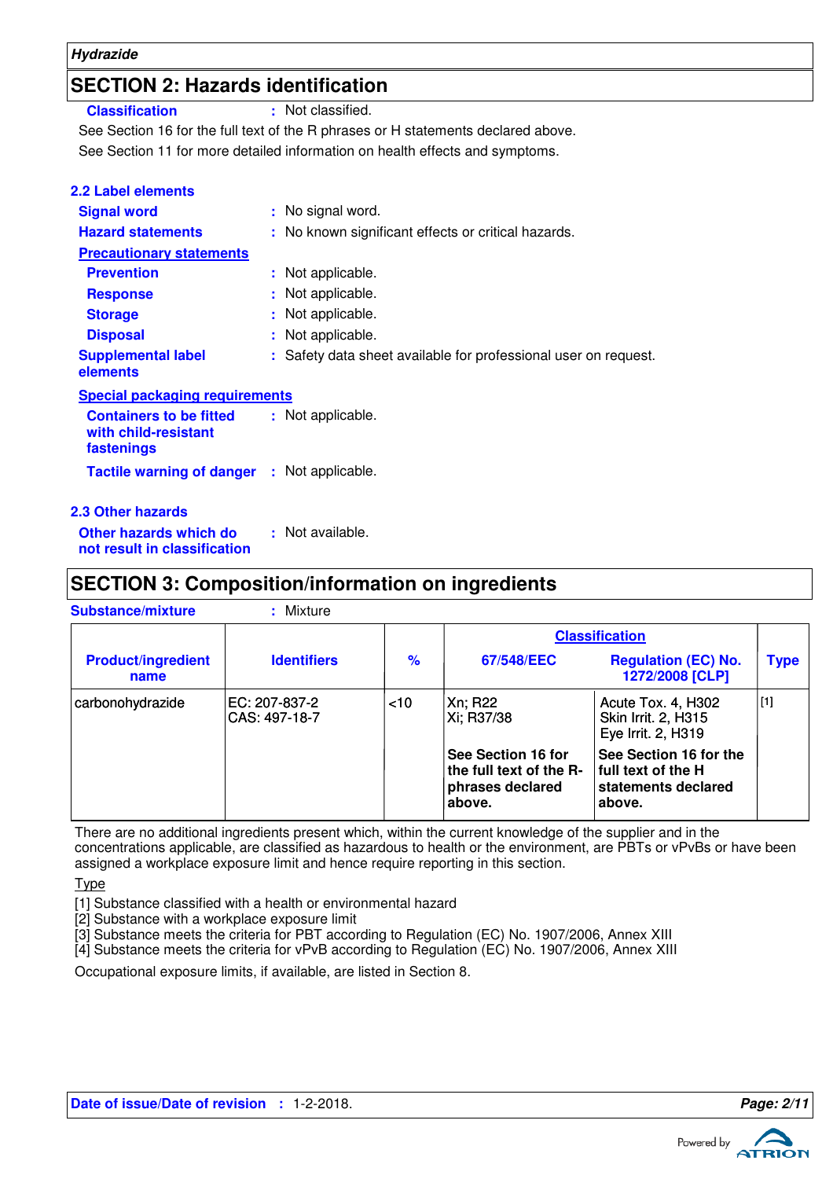## SECTION 2: Hazards identification

**Classification** : Not classified.

See Section 16 for the full text of the R phrases or H statements declared above.

See Section 11 for more detailed information on health effects and symptoms.

### 2.2 Label elements

**Signal word** : No signal word.

**Hazard statements** : No known significant effects or critical hazards.

**Precautionary statements**

**Prevention** : Not applicable.

**Response** : Not applicable.

**Storage** : Not applicable.

**Disposal** : Not applicable.

**Supplemental label elements** : Safety data sheet available for professional user on request.

**Special packaging requirements**

**Containers to be fitted with child-resistant fastenings** : Not applicable.

**Tactile warning of danger** : Not applicable.

### 2.3 Other hazards

**Other hazards which do not result in classification** : Not available.

## SECTION 3: Composition/information on ingredients

**Substance/mixture** : Mixture

| Product/ingredient name | Identifiers | % | Classification | | Type |
|---|---|---|---|---|---|
| | | | 67/548/EEC | Regulation (EC) No. 1272/2008 [CLP] | |
| carbonohydrazide | EC: 207-837-2<br>CAS: 497-18-7 | <10 | Xn; R22<br>Xi; R37/38 | Acute Tox. 4, H302<br>Skin Irrit. 2, H315<br>Eye Irrit. 2, H319 | [1] |
| | | | **See Section 16 for the full text of the R-phrases declared above.** | **See Section 16 for the full text of the H statements declared above.** | |

There are no additional ingredients present which, within the current knowledge of the supplier and in the concentrations applicable, are classified as hazardous to health or the environment, are PBTs or vPvBs or have been assigned a workplace exposure limit and hence require reporting in this section.

Type

[1] Substance classified with a health or environmental hazard
[2] Substance with a workplace exposure limit
[3] Substance meets the criteria for PBT according to Regulation (EC) No. 1907/2006, Annex XIII
[4] Substance meets the criteria for vPvB according to Regulation (EC) No. 1907/2006, Annex XIII

Occupational exposure limits, if available, are listed in Section 8.

**Date of issue/Date of revision** : 1-2-2018.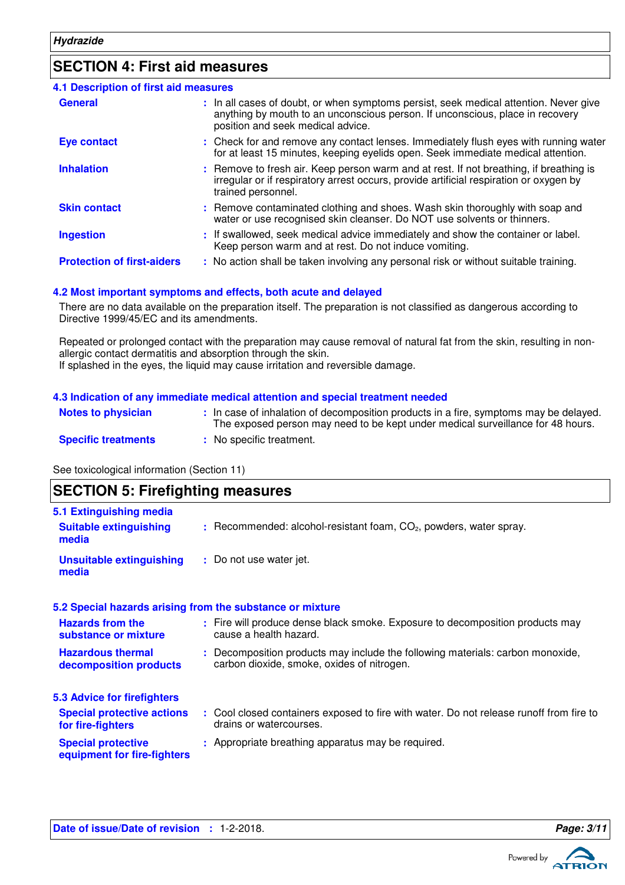## SECTION 4: First aid measures

### 4.1 Description of first aid measures

| | |
|---|---|
| **General** | : In all cases of doubt, or when symptoms persist, seek medical attention. Never give anything by mouth to an unconscious person. If unconscious, place in recovery position and seek medical advice. |
| **Eye contact** | : Check for and remove any contact lenses. Immediately flush eyes with running water for at least 15 minutes, keeping eyelids open. Seek immediate medical attention. |
| **Inhalation** | : Remove to fresh air. Keep person warm and at rest. If not breathing, if breathing is irregular or if respiratory arrest occurs, provide artificial respiration or oxygen by trained personnel. |
| **Skin contact** | : Remove contaminated clothing and shoes. Wash skin thoroughly with soap and water or use recognised skin cleanser. Do NOT use solvents or thinners. |
| **Ingestion** | : If swallowed, seek medical advice immediately and show the container or label. Keep person warm and at rest. Do not induce vomiting. |
| **Protection of first-aiders** | : No action shall be taken involving any personal risk or without suitable training. |

### 4.2 Most important symptoms and effects, both acute and delayed

There are no data available on the preparation itself. The preparation is not classified as dangerous according to Directive 1999/45/EC and its amendments.

Repeated or prolonged contact with the preparation may cause removal of natural fat from the skin, resulting in non-allergic contact dermatitis and absorption through the skin.
If splashed in the eyes, the liquid may cause irritation and reversible damage.

### 4.3 Indication of any immediate medical attention and special treatment needed

| | |
|---|---|
| **Notes to physician** | : In case of inhalation of decomposition products in a fire, symptoms may be delayed. The exposed person may need to be kept under medical surveillance for 48 hours. |
| **Specific treatments** | : No specific treatment. |

See toxicological information (Section 11)

## SECTION 5: Firefighting measures

### 5.1 Extinguishing media

| | |
|---|---|
| **Suitable extinguishing media** | : Recommended: alcohol-resistant foam, $CO_2$, powders, water spray. |
| **Unsuitable extinguishing media** | : Do not use water jet. |

### 5.2 Special hazards arising from the substance or mixture

| | |
|---|---|
| **Hazards from the substance or mixture** | : Fire will produce dense black smoke. Exposure to decomposition products may cause a health hazard. |
| **Hazardous thermal decomposition products** | : Decomposition products may include the following materials: carbon monoxide, carbon dioxide, smoke, oxides of nitrogen. |

### 5.3 Advice for firefighters

| | |
|---|---|
| **Special protective actions for fire-fighters** | : Cool closed containers exposed to fire with water. Do not release runoff from fire to drains or watercourses. |
| **Special protective equipment for fire-fighters** | : Appropriate breathing apparatus may be required. |

**Date of issue/Date of revision** : 1-2-2018.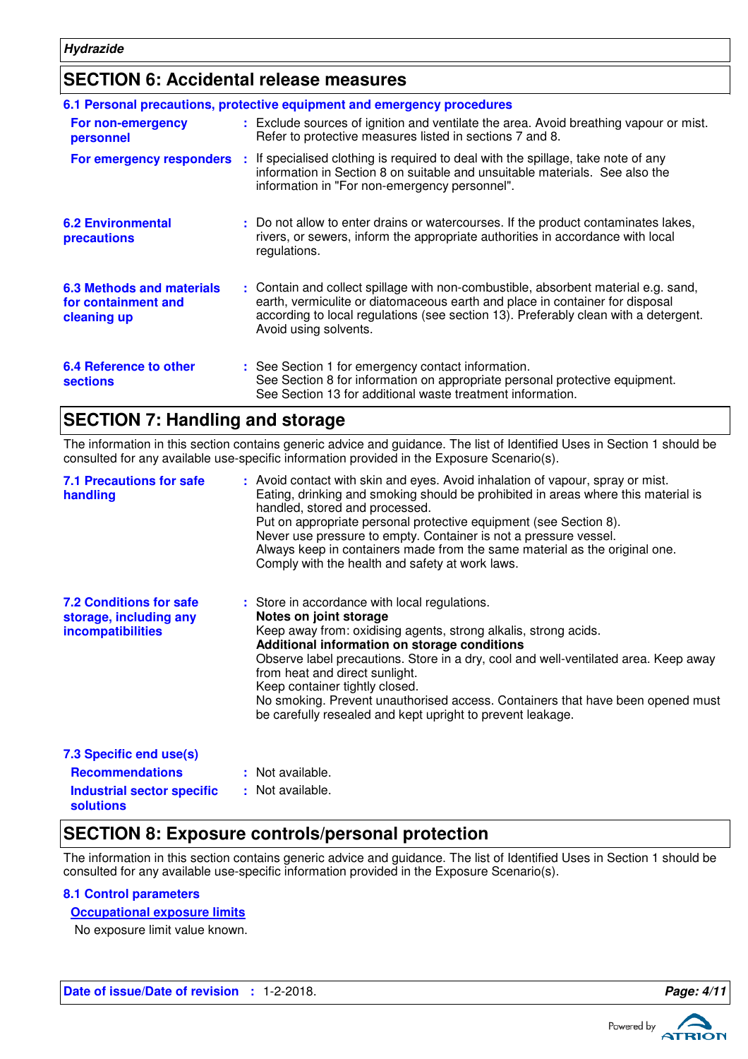## SECTION 6: Accidental release measures

### 6.1 Personal precautions, protective equipment and emergency procedures

**For non-emergency personnel** : Exclude sources of ignition and ventilate the area. Avoid breathing vapour or mist. Refer to protective measures listed in sections 7 and 8.

**For emergency responders** : If specialised clothing is required to deal with the spillage, take note of any information in Section 8 on suitable and unsuitable materials. See also the information in "For non-emergency personnel".

**6.2 Environmental precautions** : Do not allow to enter drains or watercourses. If the product contaminates lakes, rivers, or sewers, inform the appropriate authorities in accordance with local regulations.

**6.3 Methods and materials for containment and cleaning up** : Contain and collect spillage with non-combustible, absorbent material e.g. sand, earth, vermiculite or diatomaceous earth and place in container for disposal according to local regulations (see section 13). Preferably clean with a detergent. Avoid using solvents.

**6.4 Reference to other sections** : See Section 1 for emergency contact information.
See Section 8 for information on appropriate personal protective equipment.
See Section 13 for additional waste treatment information.

## SECTION 7: Handling and storage

The information in this section contains generic advice and guidance. The list of Identified Uses in Section 1 should be consulted for any available use-specific information provided in the Exposure Scenario(s).

**7.1 Precautions for safe handling** : Avoid contact with skin and eyes. Avoid inhalation of vapour, spray or mist.
Eating, drinking and smoking should be prohibited in areas where this material is handled, stored and processed.
Put on appropriate personal protective equipment (see Section 8).
Never use pressure to empty. Container is not a pressure vessel.
Always keep in containers made from the same material as the original one.
Comply with the health and safety at work laws.

**7.2 Conditions for safe storage, including any incompatibilities** : Store in accordance with local regulations.
**Notes on joint storage**
Keep away from: oxidising agents, strong alkalis, strong acids.
**Additional information on storage conditions**
Observe label precautions. Store in a dry, cool and well-ventilated area. Keep away from heat and direct sunlight.
Keep container tightly closed.
No smoking. Prevent unauthorised access. Containers that have been opened must be carefully resealed and kept upright to prevent leakage.

### 7.3 Specific end use(s)

**Recommendations** : Not available.

**Industrial sector specific solutions** : Not available.

## SECTION 8: Exposure controls/personal protection

The information in this section contains generic advice and guidance. The list of Identified Uses in Section 1 should be consulted for any available use-specific information provided in the Exposure Scenario(s).

### 8.1 Control parameters

**Occupational exposure limits**

No exposure limit value known.

**Date of issue/Date of revision** : 1-2-2018.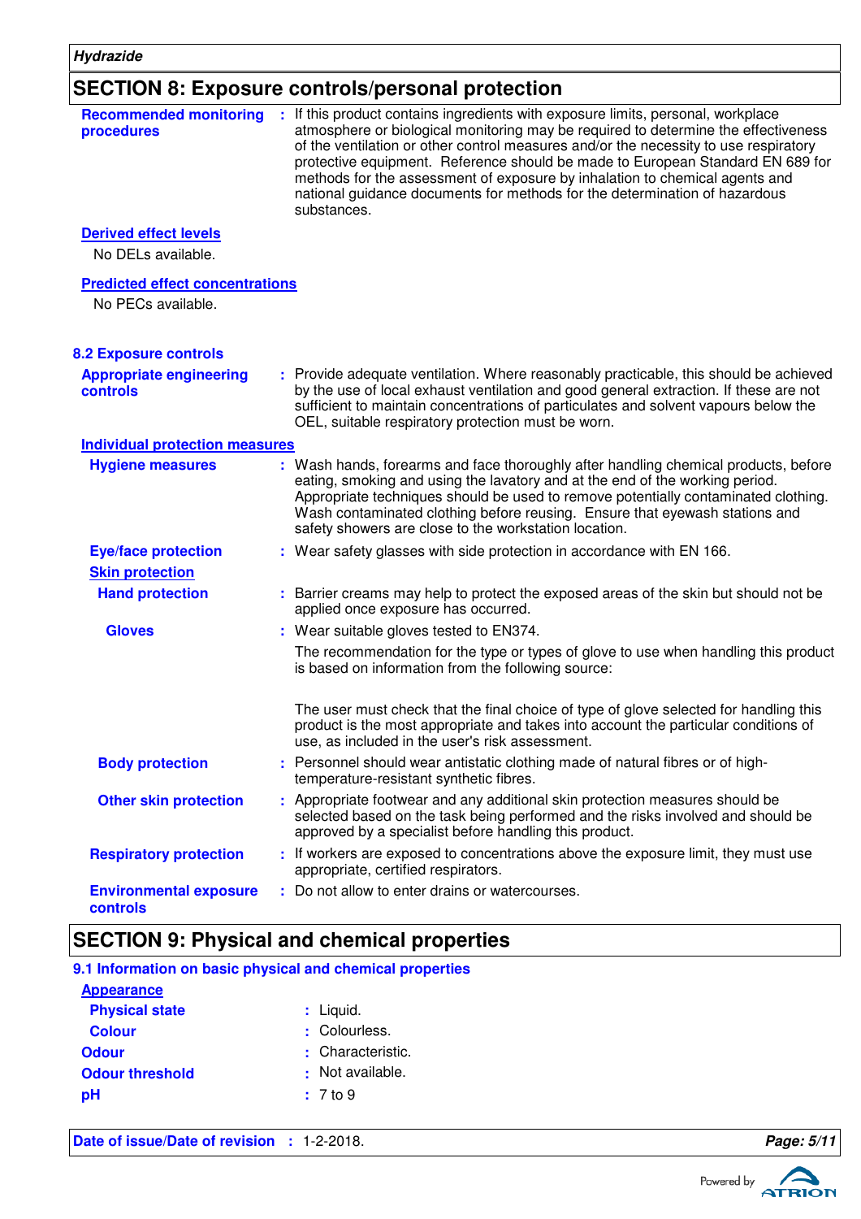## SECTION 8: Exposure controls/personal protection

**Recommended monitoring procedures** : If this product contains ingredients with exposure limits, personal, workplace atmosphere or biological monitoring may be required to determine the effectiveness of the ventilation or other control measures and/or the necessity to use respiratory protective equipment. Reference should be made to European Standard EN 689 for methods for the assessment of exposure by inhalation to chemical agents and national guidance documents for methods for the determination of hazardous substances.

**Derived effect levels**

No DELs available.

**Predicted effect concentrations**

No PECs available.

### 8.2 Exposure controls

**Appropriate engineering controls** : Provide adequate ventilation. Where reasonably practicable, this should be achieved by the use of local exhaust ventilation and good general extraction. If these are not sufficient to maintain concentrations of particulates and solvent vapours below the OEL, suitable respiratory protection must be worn.

**Individual protection measures**

**Hygiene measures** : Wash hands, forearms and face thoroughly after handling chemical products, before eating, smoking and using the lavatory and at the end of the working period. Appropriate techniques should be used to remove potentially contaminated clothing. Wash contaminated clothing before reusing. Ensure that eyewash stations and safety showers are close to the workstation location.

**Eye/face protection** : Wear safety glasses with side protection in accordance with EN 166.

**Skin protection**

**Hand protection** : Barrier creams may help to protect the exposed areas of the skin but should not be applied once exposure has occurred.

**Gloves** : Wear suitable gloves tested to EN374.

The recommendation for the type or types of glove to use when handling this product is based on information from the following source:

The user must check that the final choice of type of glove selected for handling this product is the most appropriate and takes into account the particular conditions of use, as included in the user's risk assessment.

**Body protection** : Personnel should wear antistatic clothing made of natural fibres or of high-temperature-resistant synthetic fibres.

**Other skin protection** : Appropriate footwear and any additional skin protection measures should be selected based on the task being performed and the risks involved and should be approved by a specialist before handling this product.

**Respiratory protection** : If workers are exposed to concentrations above the exposure limit, they must use appropriate, certified respirators.

**Environmental exposure controls** : Do not allow to enter drains or watercourses.

## SECTION 9: Physical and chemical properties

### 9.1 Information on basic physical and chemical properties

**Appearance**

**Physical state** : Liquid.

**Colour** : Colourless.

**Odour** : Characteristic.

**Odour threshold** : Not available.

**pH** : 7 to 9

**Date of issue/Date of revision** : 1-2-2018.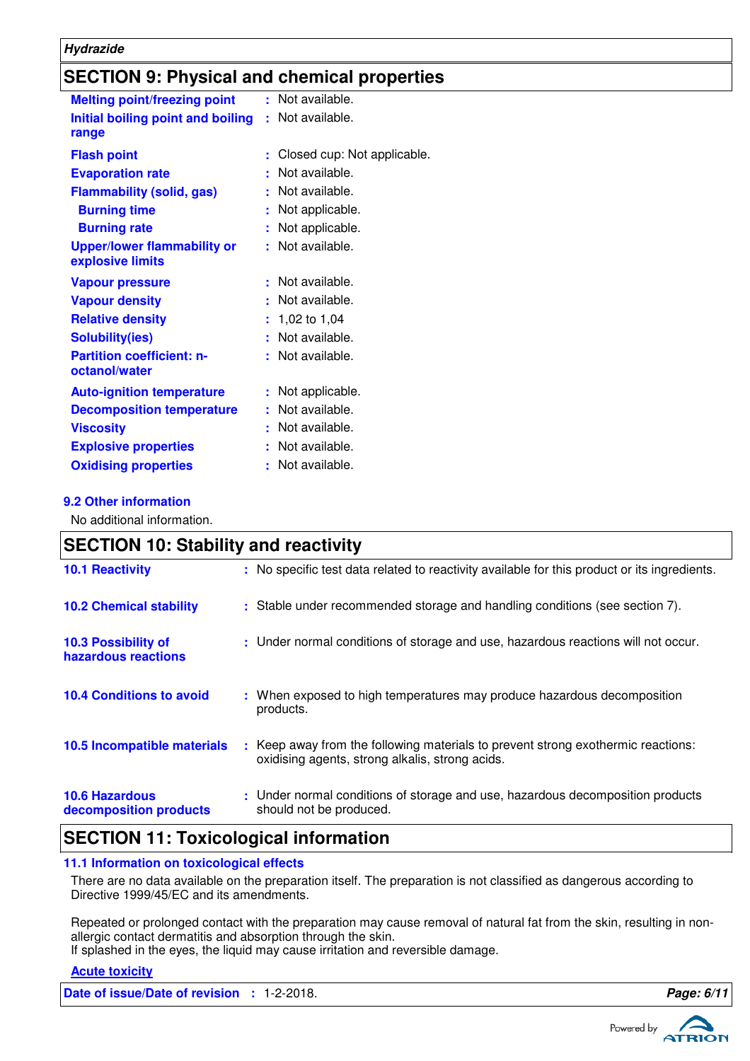## SECTION 9: Physical and chemical properties

| | |
|---|---|
| **Melting point/freezing point** | : Not available. |
| **Initial boiling point and boiling range** | : Not available. |
| **Flash point** | : Closed cup: Not applicable. |
| **Evaporation rate** | : Not available. |
| **Flammability (solid, gas)** | : Not available. |
| **Burning time** | : Not applicable. |
| **Burning rate** | : Not applicable. |
| **Upper/lower flammability or explosive limits** | : Not available. |
| **Vapour pressure** | : Not available. |
| **Vapour density** | : Not available. |
| **Relative density** | : 1,02 to 1,04 |
| **Solubility(ies)** | : Not available. |
| **Partition coefficient: n-octanol/water** | : Not available. |
| **Auto-ignition temperature** | : Not applicable. |
| **Decomposition temperature** | : Not available. |
| **Viscosity** | : Not available. |
| **Explosive properties** | : Not available. |
| **Oxidising properties** | : Not available. |

### 9.2 Other information

No additional information.

## SECTION 10: Stability and reactivity

| | |
|---|---|
| **10.1 Reactivity** | : No specific test data related to reactivity available for this product or its ingredients. |
| **10.2 Chemical stability** | : Stable under recommended storage and handling conditions (see section 7). |
| **10.3 Possibility of hazardous reactions** | : Under normal conditions of storage and use, hazardous reactions will not occur. |
| **10.4 Conditions to avoid** | : When exposed to high temperatures may produce hazardous decomposition products. |
| **10.5 Incompatible materials** | : Keep away from the following materials to prevent strong exothermic reactions: oxidising agents, strong alkalis, strong acids. |
| **10.6 Hazardous decomposition products** | : Under normal conditions of storage and use, hazardous decomposition products should not be produced. |

## SECTION 11: Toxicological information

### 11.1 Information on toxicological effects

There are no data available on the preparation itself. The preparation is not classified as dangerous according to Directive 1999/45/EC and its amendments.

Repeated or prolonged contact with the preparation may cause removal of natural fat from the skin, resulting in non-allergic contact dermatitis and absorption through the skin.
If splashed in the eyes, the liquid may cause irritation and reversible damage.

**Acute toxicity**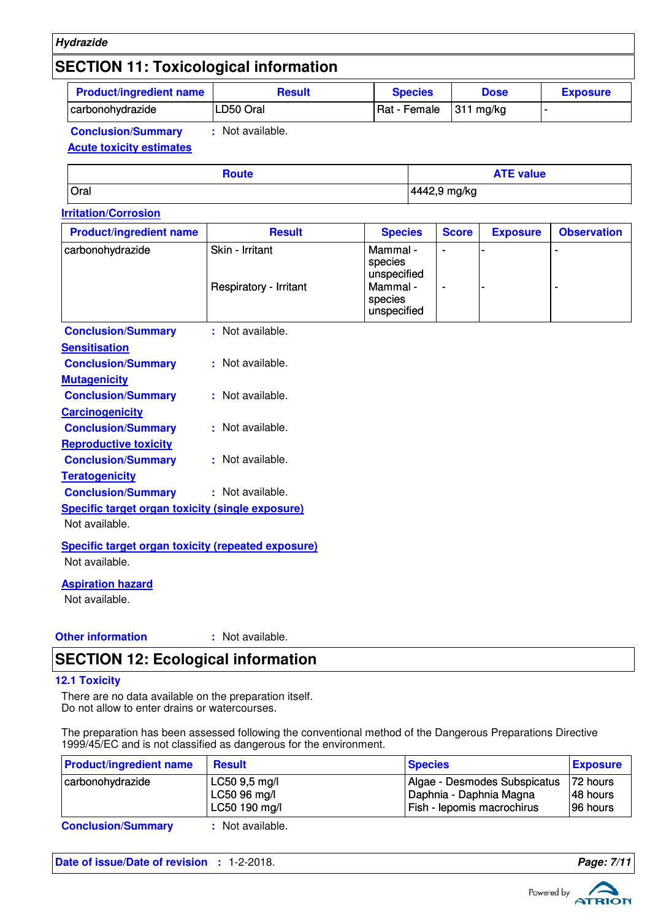## SECTION 11: Toxicological information

| Product/ingredient name | Result | Species | Dose | Exposure |
|---|---|---|---|---|
| carbonohydrazide | LD50 Oral | Rat - Female | 311 mg/kg | - |

**Conclusion/Summary** : Not available.

**Acute toxicity estimates**

| Route | ATE value |
|---|---|
| Oral | 4442,9 mg/kg |

**Irritation/Corrosion**

| Product/ingredient name | Result | Species | Score | Exposure | Observation |
|---|---|---|---|---|---|
| carbonohydrazide | Skin - Irritant | Mammal - species unspecified | - | - | - |
| | Respiratory - Irritant | Mammal - species unspecified | - | - | - |

**Conclusion/Summary** : Not available.

**Sensitisation**

**Conclusion/Summary** : Not available.

**Mutagenicity**

**Conclusion/Summary** : Not available.

**Carcinogenicity**

**Conclusion/Summary** : Not available.

**Reproductive toxicity**

**Conclusion/Summary** : Not available.

**Teratogenicity**

**Conclusion/Summary** : Not available.

**Specific target organ toxicity (single exposure)**

Not available.

**Specific target organ toxicity (repeated exposure)**

Not available.

**Aspiration hazard**

Not available.

**Other information** : Not available.

## SECTION 12: Ecological information

### 12.1 Toxicity

There are no data available on the preparation itself.
Do not allow to enter drains or watercourses.

The preparation has been assessed following the conventional method of the Dangerous Preparations Directive 1999/45/EC and is not classified as dangerous for the environment.

| Product/ingredient name | Result | Species | Exposure |
|---|---|---|---|
| carbonohydrazide | LC50 9,5 mg/l | Algae - Desmodes Subspicatus | 72 hours |
| | LC50 96 mg/l | Daphnia - Daphnia Magna | 48 hours |
| | LC50 190 mg/l | Fish - lepomis macrochirus | 96 hours |

**Conclusion/Summary** : Not available.

**Date of issue/Date of revision** : 1-2-2018.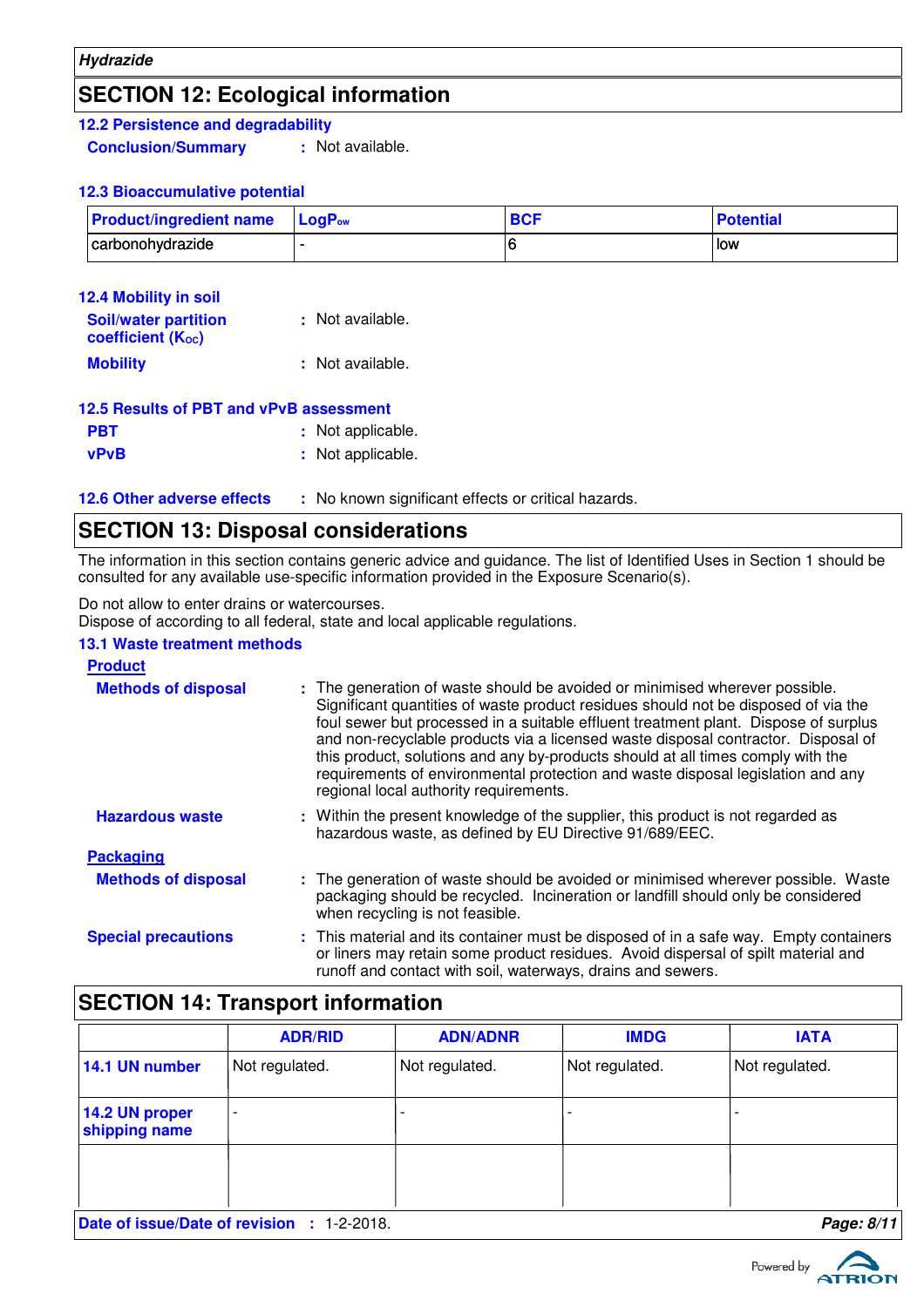## SECTION 12: Ecological information

### 12.2 Persistence and degradability

**Conclusion/Summary** : Not available.

### 12.3 Bioaccumulative potential

| Product/ingredient name | $LogP_{ow}$ | BCF | Potential |
|---|---|---|---|
| carbonohydrazide | - | 6 | low |

### 12.4 Mobility in soil

**Soil/water partition coefficient ($K_{OC}$)** : Not available.

**Mobility** : Not available.

### 12.5 Results of PBT and vPvB assessment

**PBT** : Not applicable.

**vPvB** : Not applicable.

### 12.6 Other adverse effects

: No known significant effects or critical hazards.

## SECTION 13: Disposal considerations

The information in this section contains generic advice and guidance. The list of Identified Uses in Section 1 should be consulted for any available use-specific information provided in the Exposure Scenario(s).

Do not allow to enter drains or watercourses.
Dispose of according to all federal, state and local applicable regulations.

### 13.1 Waste treatment methods

**Product**

**Methods of disposal** : The generation of waste should be avoided or minimised wherever possible. Significant quantities of waste product residues should not be disposed of via the foul sewer but processed in a suitable effluent treatment plant. Dispose of surplus and non-recyclable products via a licensed waste disposal contractor. Disposal of this product, solutions and any by-products should at all times comply with the requirements of environmental protection and waste disposal legislation and any regional local authority requirements.

**Hazardous waste** : Within the present knowledge of the supplier, this product is not regarded as hazardous waste, as defined by EU Directive 91/689/EEC.

**Packaging**

**Methods of disposal** : The generation of waste should be avoided or minimised wherever possible. Waste packaging should be recycled. Incineration or landfill should only be considered when recycling is not feasible.

**Special precautions** : This material and its container must be disposed of in a safe way. Empty containers or liners may retain some product residues. Avoid dispersal of spilt material and runoff and contact with soil, waterways, drains and sewers.

## SECTION 14: Transport information

| | ADR/RID | ADN/ADNR | IMDG | IATA |
|---|---|---|---|---|
| **14.1 UN number** | Not regulated. | Not regulated. | Not regulated. | Not regulated. |
| **14.2 UN proper shipping name** | - | - | - | - |
| | | | | |

**Date of issue/Date of revision** : 1-2-2018.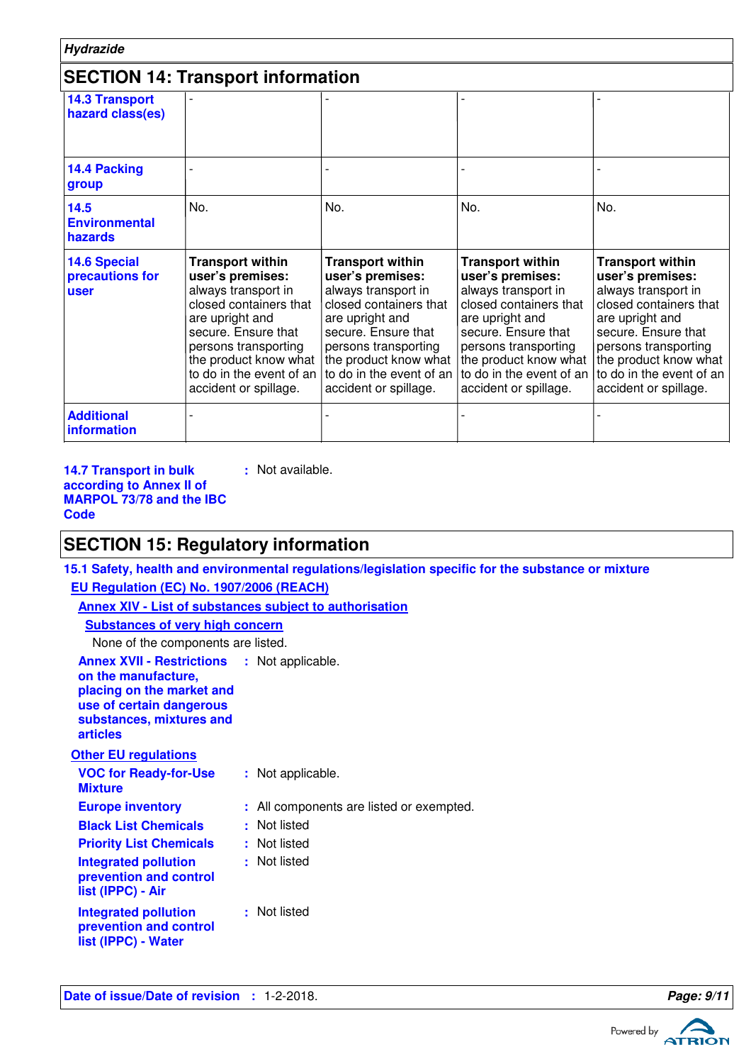## SECTION 14: Transport information

| | | | | |
|---|---|---|---|---|
| **14.3 Transport hazard class(es)** | - | - | - | - |
| **14.4 Packing group** | - | - | - | - |
| **14.5 Environmental hazards** | No. | No. | No. | No. |
| **14.6 Special precautions for user** | **Transport within user's premises:** always transport in closed containers that are upright and secure. Ensure that persons transporting the product know what to do in the event of an accident or spillage. | **Transport within user's premises:** always transport in closed containers that are upright and secure. Ensure that persons transporting the product know what to do in the event of an accident or spillage. | **Transport within user's premises:** always transport in closed containers that are upright and secure. Ensure that persons transporting the product know what to do in the event of an accident or spillage. | **Transport within user's premises:** always transport in closed containers that are upright and secure. Ensure that persons transporting the product know what to do in the event of an accident or spillage. |
| **Additional information** | - | - | - | - |

**14.7 Transport in bulk according to Annex II of MARPOL 73/78 and the IBC Code** : Not available.

## SECTION 15: Regulatory information

**15.1 Safety, health and environmental regulations/legislation specific for the substance or mixture**

**EU Regulation (EC) No. 1907/2006 (REACH)**

**Annex XIV - List of substances subject to authorisation**

**Substances of very high concern**

None of the components are listed.

**Annex XVII - Restrictions on the manufacture, placing on the market and use of certain dangerous substances, mixtures and articles** : Not applicable.

**Other EU regulations**

**VOC for Ready-for-Use Mixture** : Not applicable.

**Europe inventory** : All components are listed or exempted.

**Black List Chemicals** : Not listed

**Priority List Chemicals** : Not listed

**Integrated pollution prevention and control list (IPPC) - Air** : Not listed

**Integrated pollution prevention and control list (IPPC) - Water** : Not listed

**Date of issue/Date of revision** : 1-2-2018.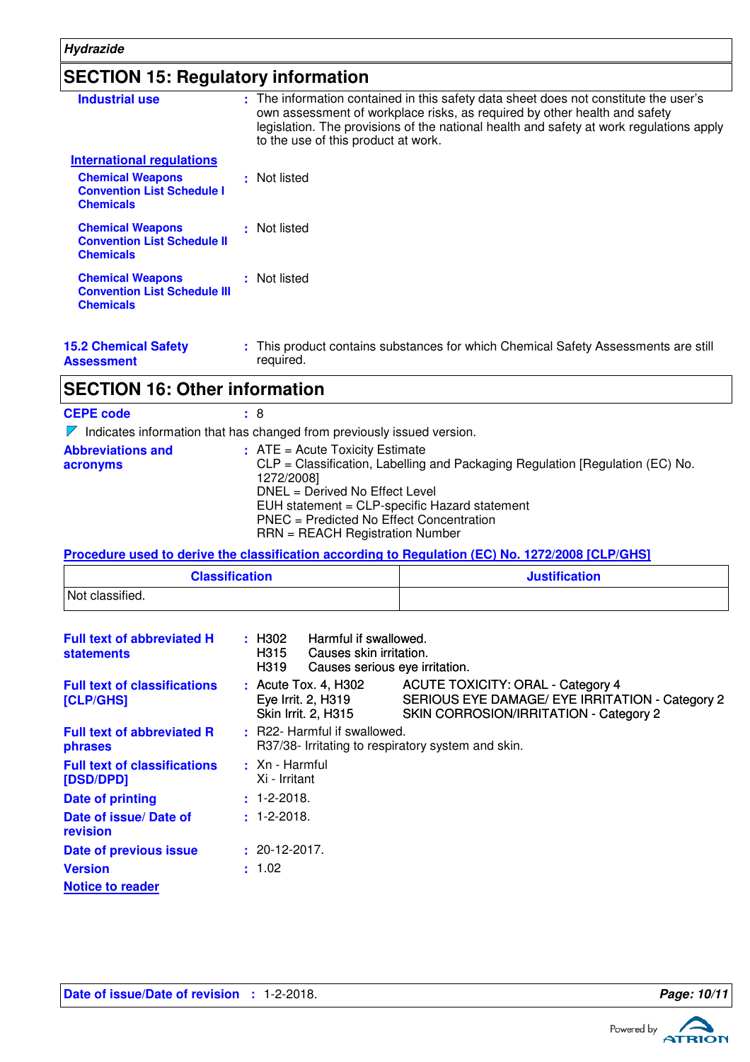## SECTION 15: Regulatory information

**Industrial use** : The information contained in this safety data sheet does not constitute the user's own assessment of workplace risks, as required by other health and safety legislation. The provisions of the national health and safety at work regulations apply to the use of this product at work.

**International regulations**

**Chemical Weapons Convention List Schedule I Chemicals** : Not listed

**Chemical Weapons Convention List Schedule II Chemicals** : Not listed

**Chemical Weapons Convention List Schedule III Chemicals** : Not listed

**15.2 Chemical Safety Assessment** : This product contains substances for which Chemical Safety Assessments are still required.

## SECTION 16: Other information

**CEPE code** : 8

Indicates information that has changed from previously issued version.

**Abbreviations and acronyms** : ATE = Acute Toxicity Estimate
CLP = Classification, Labelling and Packaging Regulation [Regulation (EC) No. 1272/2008]
DNEL = Derived No Effect Level
EUH statement = CLP-specific Hazard statement
PNEC = Predicted No Effect Concentration
RRN = REACH Registration Number

**Procedure used to derive the classification according to Regulation (EC) No. 1272/2008 [CLP/GHS]**

| Classification | Justification |
|---|---|
| Not classified. | |

**Full text of abbreviated H statements** :
H302 Harmful if swallowed.
H315 Causes skin irritation.
H319 Causes serious eye irritation.

**Full text of classifications [CLP/GHS]** :
Acute Tox. 4, H302 ACUTE TOXICITY: ORAL - Category 4
Eye Irrit. 2, H319 SERIOUS EYE DAMAGE/ EYE IRRITATION - Category 2
Skin Irrit. 2, H315 SKIN CORROSION/IRRITATION - Category 2

**Full text of abbreviated R phrases** : R22- Harmful if swallowed.
R37/38- Irritating to respiratory system and skin.

**Full text of classifications [DSD/DPD]** : Xn - Harmful
Xi - Irritant

**Date of printing** : 1-2-2018.

**Date of issue/ Date of revision** : 1-2-2018.

**Date of previous issue** : 20-12-2017.

**Version** : 1.02

**Notice to reader**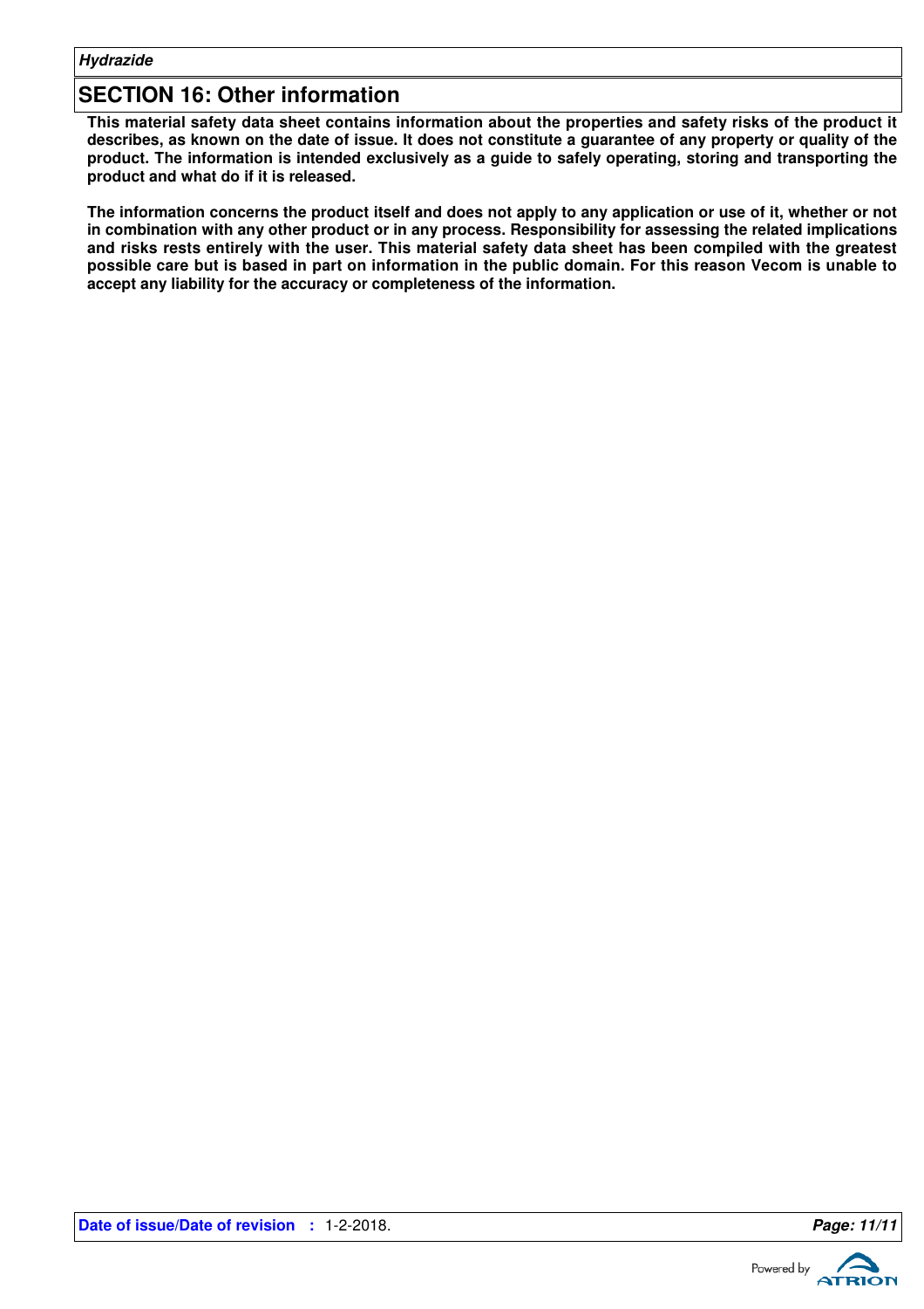## SECTION 16: Other information

**This material safety data sheet contains information about the properties and safety risks of the product it describes, as known on the date of issue. It does not constitute a guarantee of any property or quality of the product. The information is intended exclusively as a guide to safely operating, storing and transporting the product and what do if it is released.**

**The information concerns the product itself and does not apply to any application or use of it, whether or not in combination with any other product or in any process. Responsibility for assessing the related implications and risks rests entirely with the user. This material safety data sheet has been compiled with the greatest possible care but is based in part on information in the public domain. For this reason Vecom is unable to accept any liability for the accuracy or completeness of the information.**